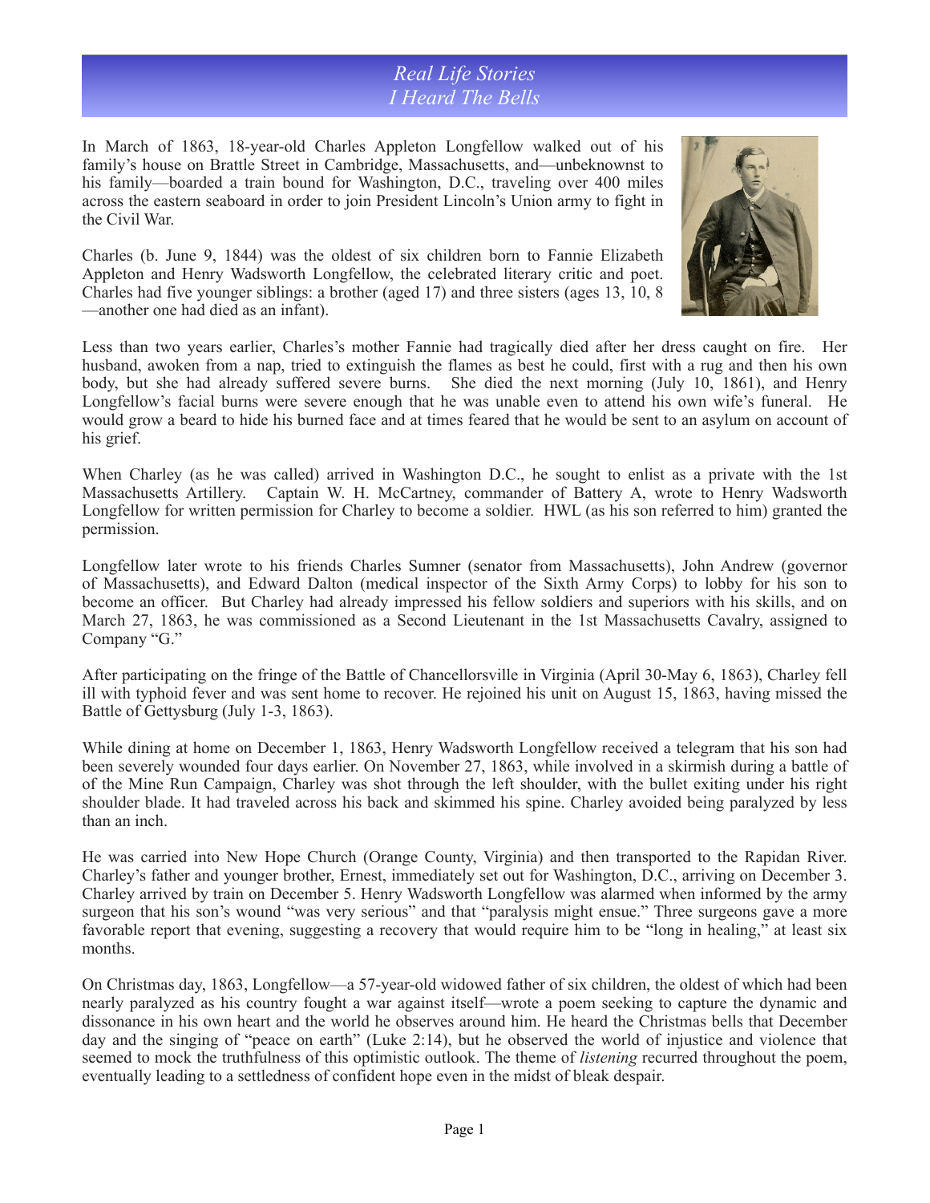# *Real Life Stories*
# *I Heard The Bells*

In March of 1863, 18-year-old Charles Appleton Longfellow walked out of his family's house on Brattle Street in Cambridge, Massachusetts, and—unbeknownst to his family—boarded a train bound for Washington, D.C., traveling over 400 miles across the eastern seaboard in order to join President Lincoln's Union army to fight in the Civil War.

Charles (b. June 9, 1844) was the oldest of six children born to Fannie Elizabeth Appleton and Henry Wadsworth Longfellow, the celebrated literary critic and poet. Charles had five younger siblings: a brother (aged 17) and three sisters (ages 13, 10, 8—another one had died as an infant).

Less than two years earlier, Charles's mother Fannie had tragically died after her dress caught on fire. Her husband, awoken from a nap, tried to extinguish the flames as best he could, first with a rug and then his own body, but she had already suffered severe burns. She died the next morning (July 10, 1861), and Henry Longfellow's facial burns were severe enough that he was unable even to attend his own wife's funeral. He would grow a beard to hide his burned face and at times feared that he would be sent to an asylum on account of his grief.

When Charley (as he was called) arrived in Washington D.C., he sought to enlist as a private with the 1st Massachusetts Artillery. Captain W. H. McCartney, commander of Battery A, wrote to Henry Wadsworth Longfellow for written permission for Charley to become a soldier. HWL (as his son referred to him) granted the permission.

Longfellow later wrote to his friends Charles Sumner (senator from Massachusetts), John Andrew (governor of Massachusetts), and Edward Dalton (medical inspector of the Sixth Army Corps) to lobby for his son to become an officer. But Charley had already impressed his fellow soldiers and superiors with his skills, and on March 27, 1863, he was commissioned as a Second Lieutenant in the 1st Massachusetts Cavalry, assigned to Company "G."

After participating on the fringe of the Battle of Chancellorsville in Virginia (April 30-May 6, 1863), Charley fell ill with typhoid fever and was sent home to recover. He rejoined his unit on August 15, 1863, having missed the Battle of Gettysburg (July 1-3, 1863).

While dining at home on December 1, 1863, Henry Wadsworth Longfellow received a telegram that his son had been severely wounded four days earlier. On November 27, 1863, while involved in a skirmish during a battle of of the Mine Run Campaign, Charley was shot through the left shoulder, with the bullet exiting under his right shoulder blade. It had traveled across his back and skimmed his spine. Charley avoided being paralyzed by less than an inch.

He was carried into New Hope Church (Orange County, Virginia) and then transported to the Rapidan River. Charley's father and younger brother, Ernest, immediately set out for Washington, D.C., arriving on December 3. Charley arrived by train on December 5. Henry Wadsworth Longfellow was alarmed when informed by the army surgeon that his son's wound "was very serious" and that "paralysis might ensue." Three surgeons gave a more favorable report that evening, suggesting a recovery that would require him to be "long in healing," at least six months.

On Christmas day, 1863, Longfellow—a 57-year-old widowed father of six children, the oldest of which had been nearly paralyzed as his country fought a war against itself—wrote a poem seeking to capture the dynamic and dissonance in his own heart and the world he observes around him. He heard the Christmas bells that December day and the singing of "peace on earth" (Luke 2:14), but he observed the world of injustice and violence that seemed to mock the truthfulness of this optimistic outlook. The theme of *listening* recurred throughout the poem, eventually leading to a settledness of confident hope even in the midst of bleak despair.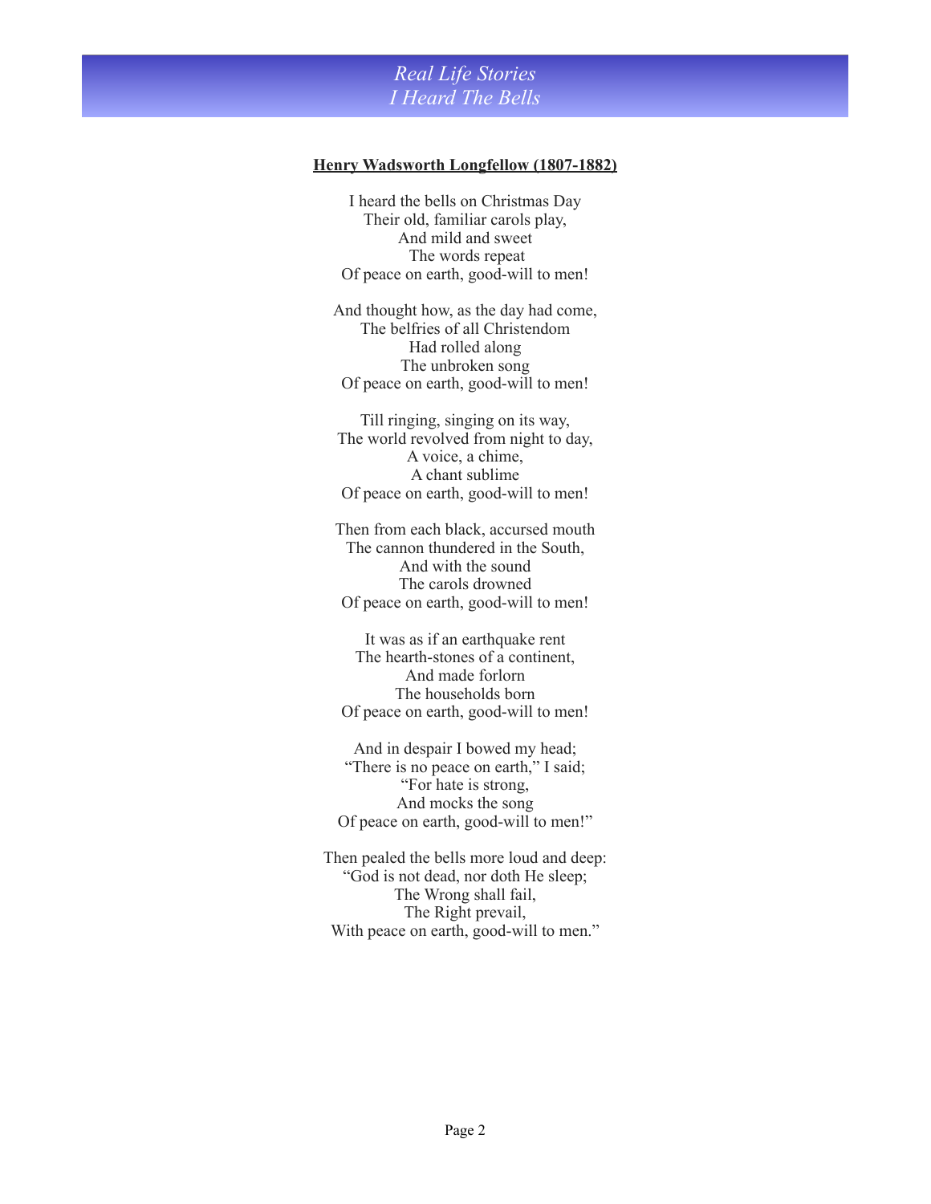**Henry Wadsworth Longfellow (1807-1882)**

I heard the bells on Christmas Day  
Their old, familiar carols play,  
And mild and sweet  
The words repeat  
Of peace on earth, good-will to men!

And thought how, as the day had come,  
The belfries of all Christendom  
Had rolled along  
The unbroken song  
Of peace on earth, good-will to men!

Till ringing, singing on its way,  
The world revolved from night to day,  
A voice, a chime,  
A chant sublime  
Of peace on earth, good-will to men!

Then from each black, accursed mouth  
The cannon thundered in the South,  
And with the sound  
The carols drowned  
Of peace on earth, good-will to men!

It was as if an earthquake rent  
The hearth-stones of a continent,  
And made forlorn  
The households born  
Of peace on earth, good-will to men!

And in despair I bowed my head;  
"There is no peace on earth," I said;  
"For hate is strong,  
And mocks the song  
Of peace on earth, good-will to men!"

Then pealed the bells more loud and deep:  
"God is not dead, nor doth He sleep;  
The Wrong shall fail,  
The Right prevail,  
With peace on earth, good-will to men."